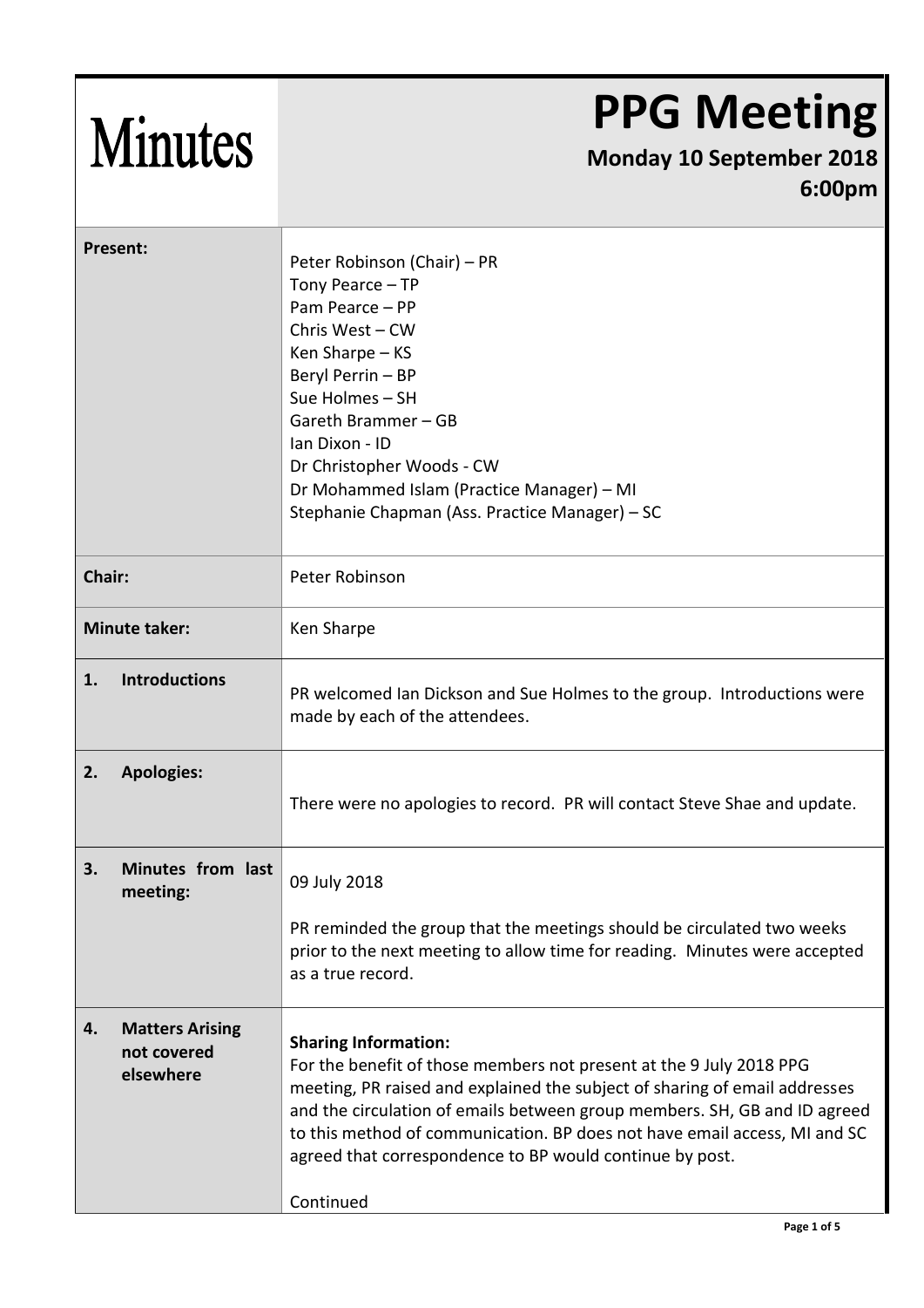# Minutes

# PPG Meeting

**Monday 10 September 2018**

**6:00pm**

| | |
|---|---|
| **Present:** | Peter Robinson (Chair) – PR<br>Tony Pearce – TP<br>Pam Pearce – PP<br>Chris West – CW<br>Ken Sharpe – KS<br>Beryl Perrin – BP<br>Sue Holmes – SH<br>Gareth Brammer – GB<br>Ian Dixon - ID<br>Dr Christopher Woods - CW<br>Dr Mohammed Islam (Practice Manager) – MI<br>Stephanie Chapman (Ass. Practice Manager) – SC |
| **Chair:** | Peter Robinson |
| **Minute taker:** | Ken Sharpe |
| **1. Introductions** | PR welcomed Ian Dickson and Sue Holmes to the group. Introductions were made by each of the attendees. |
| **2. Apologies:** | There were no apologies to record. PR will contact Steve Shae and update. |
| **3. Minutes from last meeting:** | 09 July 2018<br><br>PR reminded the group that the meetings should be circulated two weeks prior to the next meeting to allow time for reading. Minutes were accepted as a true record. |
| **4. Matters Arising not covered elsewhere** | **Sharing Information:**<br>For the benefit of those members not present at the 9 July 2018 PPG meeting, PR raised and explained the subject of sharing of email addresses and the circulation of emails between group members. SH, GB and ID agreed to this method of communication. BP does not have email access, MI and SC agreed that correspondence to BP would continue by post.<br><br>Continued |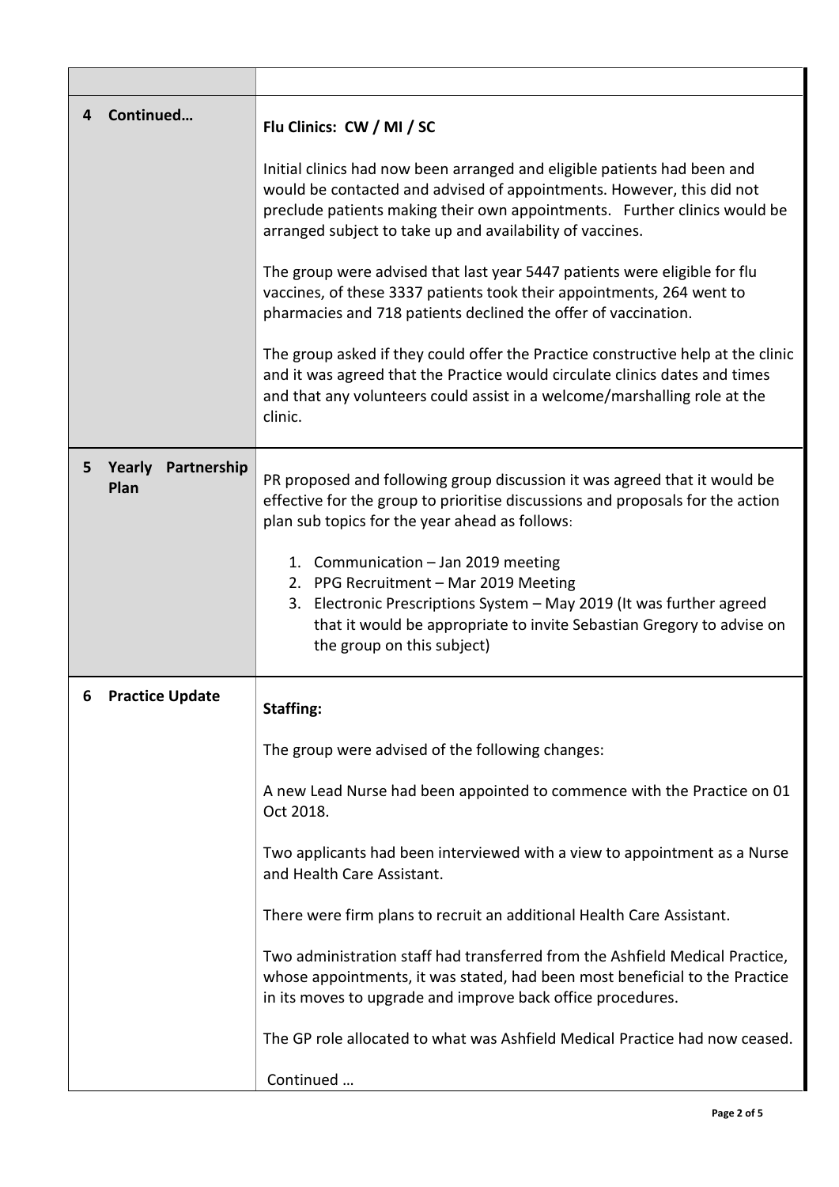| | |
|---|---|
| **4 Continued…** | **Flu Clinics: CW / MI / SC**<br><br>Initial clinics had now been arranged and eligible patients had been and would be contacted and advised of appointments. However, this did not preclude patients making their own appointments. Further clinics would be arranged subject to take up and availability of vaccines.<br><br>The group were advised that last year 5447 patients were eligible for flu vaccines, of these 3337 patients took their appointments, 264 went to pharmacies and 718 patients declined the offer of vaccination.<br><br>The group asked if they could offer the Practice constructive help at the clinic and it was agreed that the Practice would circulate clinics dates and times and that any volunteers could assist in a welcome/marshalling role at the clinic. |
| **5 Yearly Partnership Plan** | PR proposed and following group discussion it was agreed that it would be effective for the group to prioritise discussions and proposals for the action plan sub topics for the year ahead as follows:<br><br>1. Communication – Jan 2019 meeting<br>2. PPG Recruitment – Mar 2019 Meeting<br>3. Electronic Prescriptions System – May 2019 (It was further agreed that it would be appropriate to invite Sebastian Gregory to advise on the group on this subject) |
| **6 Practice Update** | **Staffing:**<br><br>The group were advised of the following changes:<br><br>A new Lead Nurse had been appointed to commence with the Practice on 01 Oct 2018.<br><br>Two applicants had been interviewed with a view to appointment as a Nurse and Health Care Assistant.<br><br>There were firm plans to recruit an additional Health Care Assistant.<br><br>Two administration staff had transferred from the Ashfield Medical Practice, whose appointments, it was stated, had been most beneficial to the Practice in its moves to upgrade and improve back office procedures.<br><br>The GP role allocated to what was Ashfield Medical Practice had now ceased.<br><br>Continued … |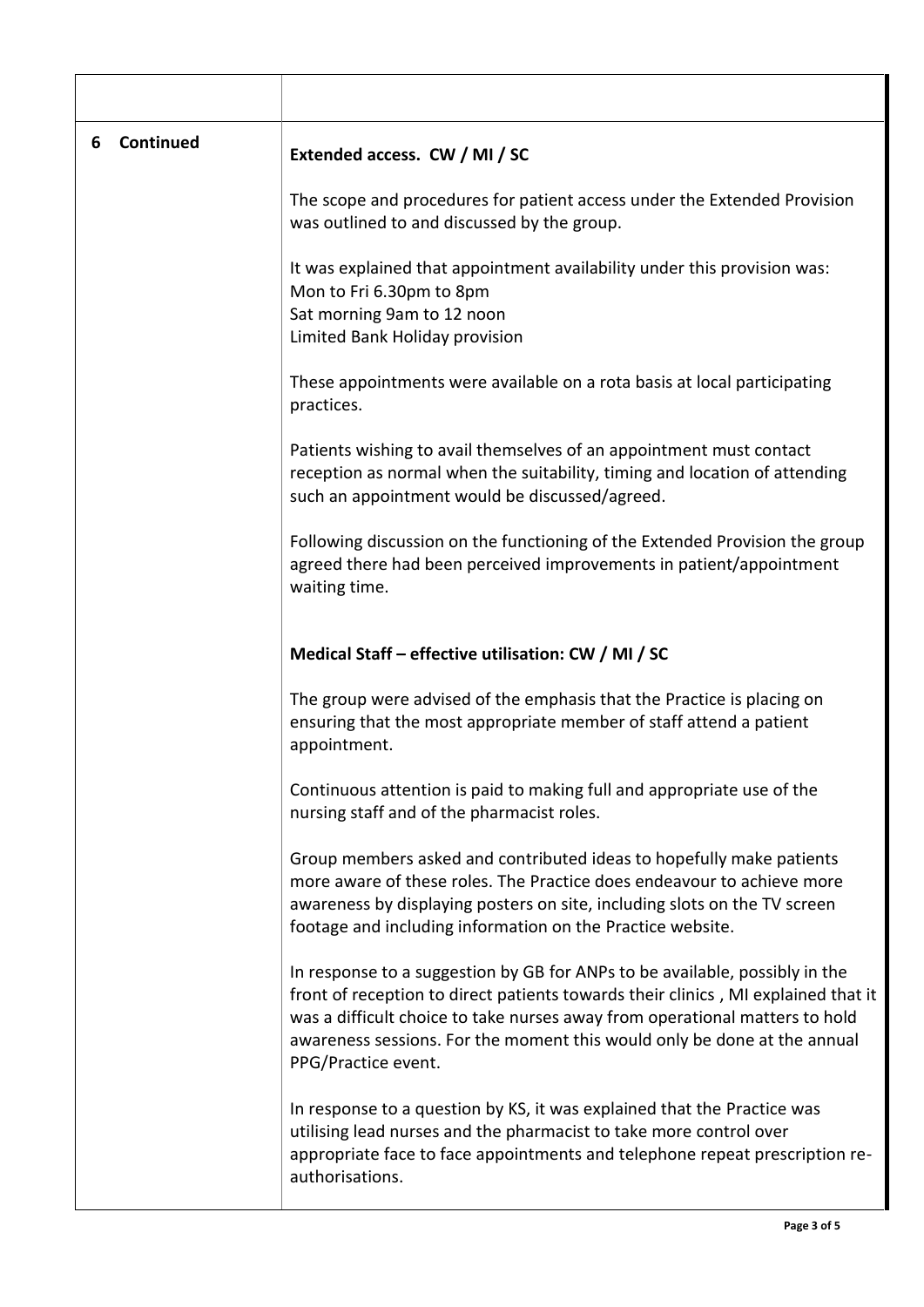| | |
|---|---|
| **6 Continued** | **Extended access. CW / MI / SC**<br><br>The scope and procedures for patient access under the Extended Provision was outlined to and discussed by the group.<br><br>It was explained that appointment availability under this provision was:<br>Mon to Fri 6.30pm to 8pm<br>Sat morning 9am to 12 noon<br>Limited Bank Holiday provision<br><br>These appointments were available on a rota basis at local participating practices.<br><br>Patients wishing to avail themselves of an appointment must contact reception as normal when the suitability, timing and location of attending such an appointment would be discussed/agreed.<br><br>Following discussion on the functioning of the Extended Provision the group agreed there had been perceived improvements in patient/appointment waiting time.<br><br>**Medical Staff – effective utilisation: CW / MI / SC**<br><br>The group were advised of the emphasis that the Practice is placing on ensuring that the most appropriate member of staff attend a patient appointment.<br><br>Continuous attention is paid to making full and appropriate use of the nursing staff and of the pharmacist roles.<br><br>Group members asked and contributed ideas to hopefully make patients more aware of these roles. The Practice does endeavour to achieve more awareness by displaying posters on site, including slots on the TV screen footage and including information on the Practice website.<br><br>In response to a suggestion by GB for ANPs to be available, possibly in the front of reception to direct patients towards their clinics , MI explained that it was a difficult choice to take nurses away from operational matters to hold awareness sessions. For the moment this would only be done at the annual PPG/Practice event.<br><br>In response to a question by KS, it was explained that the Practice was utilising lead nurses and the pharmacist to take more control over appropriate face to face appointments and telephone repeat prescription re-authorisations. |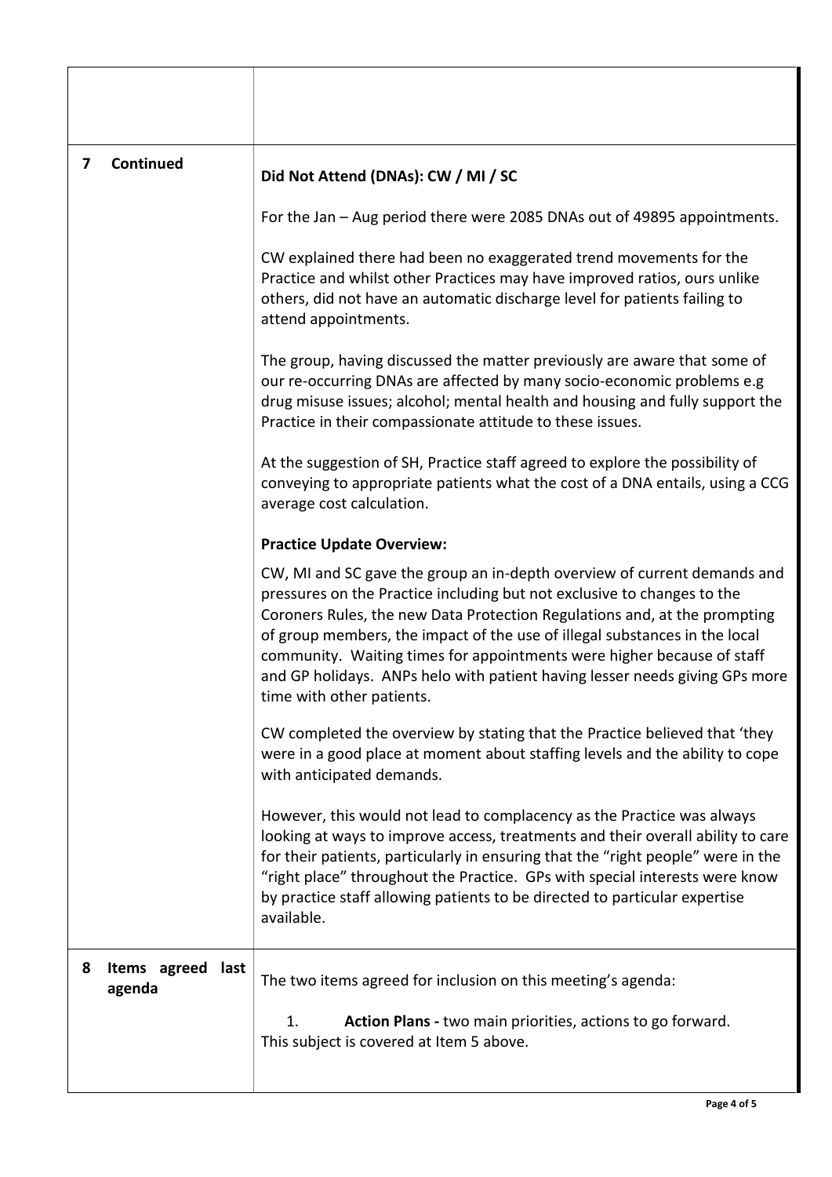| | |
|---|---|
| | |
| **7 Continued** | **Did Not Attend (DNAs): CW / MI / SC**<br><br>For the Jan – Aug period there were 2085 DNAs out of 49895 appointments.<br><br>CW explained there had been no exaggerated trend movements for the Practice and whilst other Practices may have improved ratios, ours unlike others, did not have an automatic discharge level for patients failing to attend appointments.<br><br>The group, having discussed the matter previously are aware that some of our re-occurring DNAs are affected by many socio-economic problems e.g drug misuse issues; alcohol; mental health and housing and fully support the Practice in their compassionate attitude to these issues.<br><br>At the suggestion of SH, Practice staff agreed to explore the possibility of conveying to appropriate patients what the cost of a DNA entails, using a CCG average cost calculation.<br><br>**Practice Update Overview:**<br><br>CW, MI and SC gave the group an in-depth overview of current demands and pressures on the Practice including but not exclusive to changes to the Coroners Rules, the new Data Protection Regulations and, at the prompting of group members, the impact of the use of illegal substances in the local community. Waiting times for appointments were higher because of staff and GP holidays. ANPs helo with patient having lesser needs giving GPs more time with other patients.<br><br>CW completed the overview by stating that the Practice believed that 'they were in a good place at moment about staffing levels and the ability to cope with anticipated demands.<br><br>However, this would not lead to complacency as the Practice was always looking at ways to improve access, treatments and their overall ability to care for their patients, particularly in ensuring that the "right people" were in the "right place" throughout the Practice. GPs with special interests were know by practice staff allowing patients to be directed to particular expertise available. |
| **8 Items agreed last agenda** | The two items agreed for inclusion on this meeting's agenda:<br><br>1. **Action Plans -** two main priorities, actions to go forward. This subject is covered at Item 5 above. |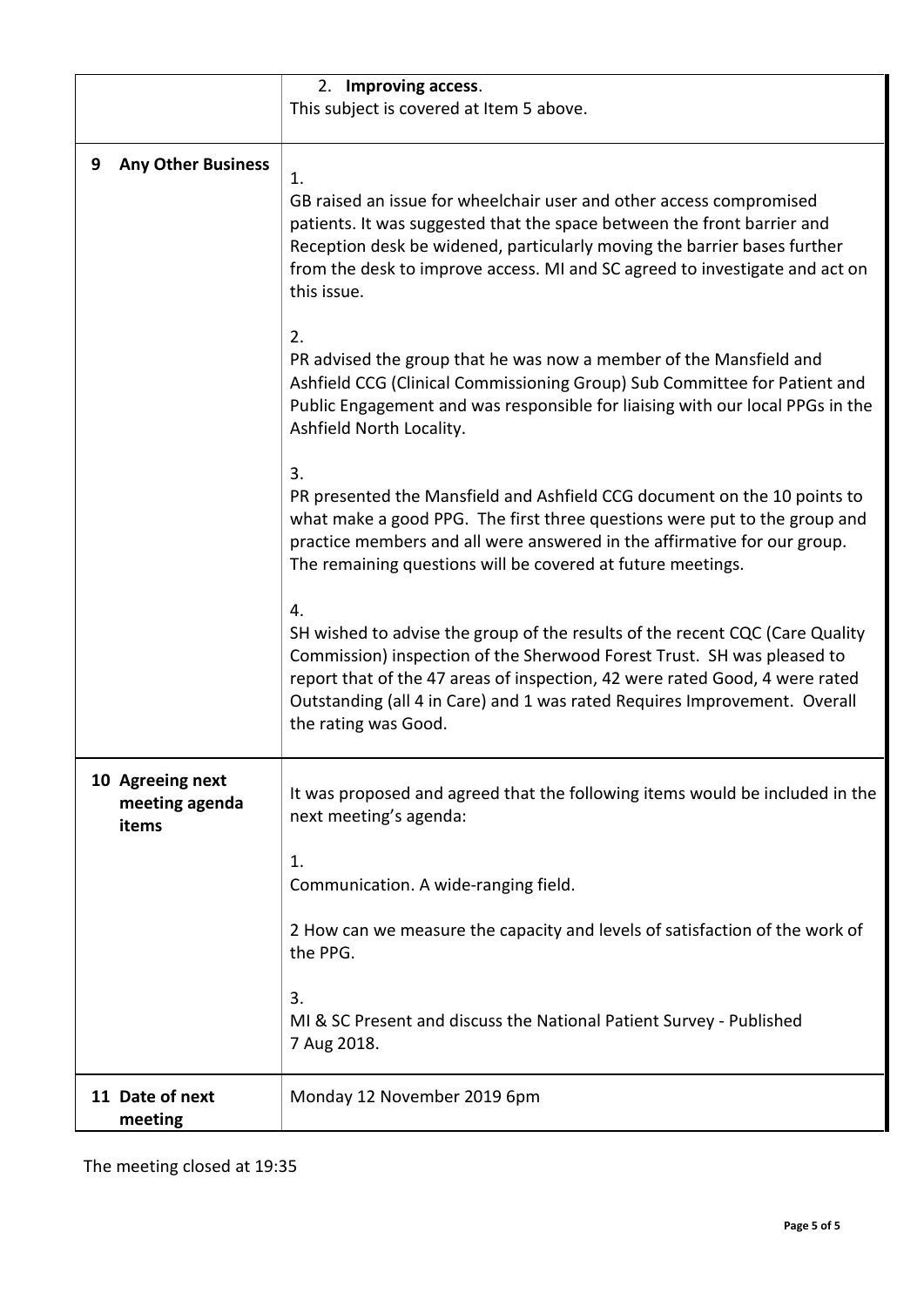| | |
|---|---|
| | 2. **Improving access**.<br>This subject is covered at Item 5 above. |
| **9 Any Other Business** | 1.<br>GB raised an issue for wheelchair user and other access compromised patients. It was suggested that the space between the front barrier and Reception desk be widened, particularly moving the barrier bases further from the desk to improve access. MI and SC agreed to investigate and act on this issue.<br><br>2.<br>PR advised the group that he was now a member of the Mansfield and Ashfield CCG (Clinical Commissioning Group) Sub Committee for Patient and Public Engagement and was responsible for liaising with our local PPGs in the Ashfield North Locality.<br><br>3.<br>PR presented the Mansfield and Ashfield CCG document on the 10 points to what make a good PPG. The first three questions were put to the group and practice members and all were answered in the affirmative for our group. The remaining questions will be covered at future meetings.<br><br>4.<br>SH wished to advise the group of the results of the recent CQC (Care Quality Commission) inspection of the Sherwood Forest Trust. SH was pleased to report that of the 47 areas of inspection, 42 were rated Good, 4 were rated Outstanding (all 4 in Care) and 1 was rated Requires Improvement. Overall the rating was Good. |
| **10 Agreeing next meeting agenda items** | It was proposed and agreed that the following items would be included in the next meeting's agenda:<br><br>1.<br>Communication. A wide-ranging field.<br><br>2 How can we measure the capacity and levels of satisfaction of the work of the PPG.<br><br>3.<br>MI & SC Present and discuss the National Patient Survey - Published 7 Aug 2018. |
| **11 Date of next meeting** | Monday 12 November 2019 6pm |

The meeting closed at 19:35